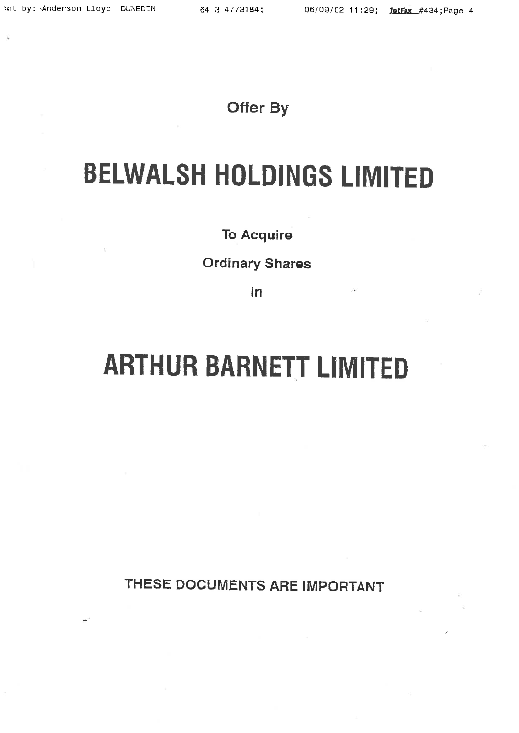**Offer By**

# BELWALSH HOLDINGS LIMITED

**To Acquire**

**Ordinary Shares**

**in**

# ARTHUR BARNETT LIMITED

**THESE DOCUMENTS ARE IMPORTANT**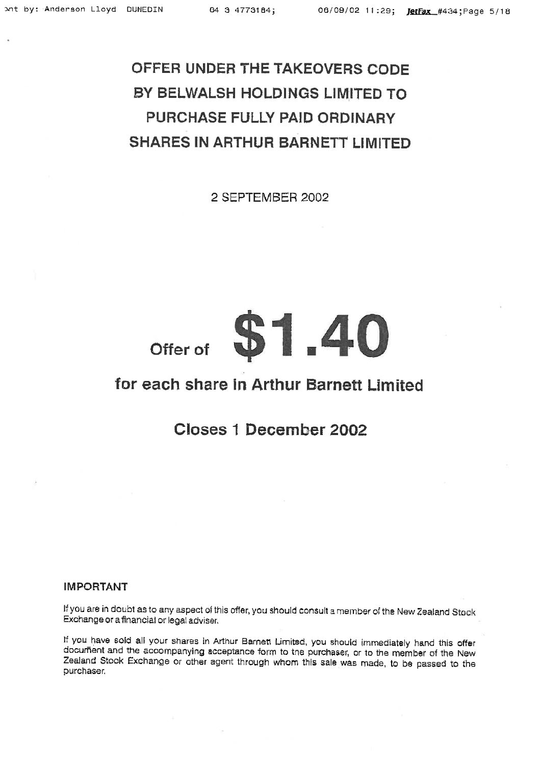# OFFER UNDER THE TAKEOVERS CODE BY BELWALSH HOLDINGS LIMITED TO PURCHASE FULLY PAID ORDINARY SHARES IN ARTHUR BARNETT LIMITED

2 SEPTEMBER 2002

## Offer of **$1.40**

## for each share in Arthur Barnett Limited

## Closes 1 December 2002

### IMPORTANT

If you are in doubt as to any aspect of this offer, you should consult a member of the New Zealand Stock Exchange or a financial or legal adviser.

If you have sold all your shares in Arthur Barnett Limited, you should immediately hand this offer document and the accompanying acceptance form to the purchaser, or to the member of the New Zealand Stock Exchange or other agent through whom this sale was made, to be passed to the purchaser.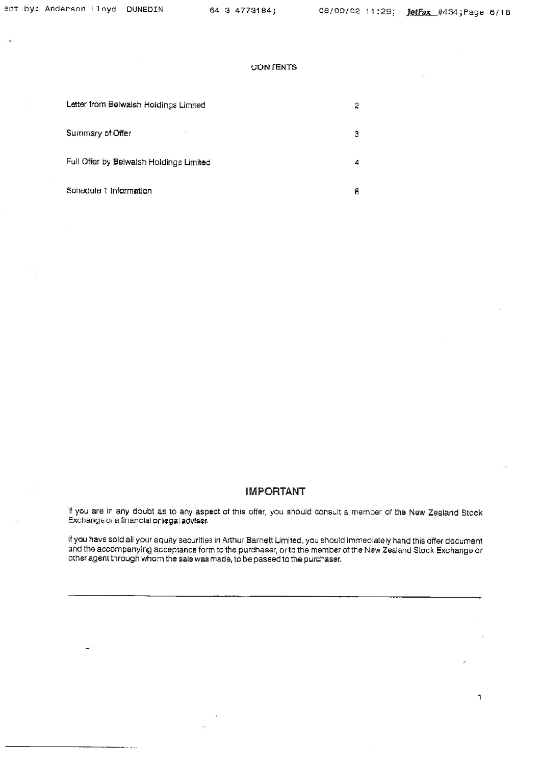## CONTENTS

| | |
|---|---|
| Letter from Belwalsh Holdings Limited | 2 |
| Summary of Offer | 3 |
| Full Offer by Belwalsh Holdings Limited | 4 |
| Schedule 1 Information | 8 |

## IMPORTANT

If you are in any doubt as to any aspect of this offer, you should consult a member of the New Zealand Stock Exchange or a financial or legal adviser.

If you have sold all your equity securities in Arthur Barnett Limited, you should immediately hand this offer document and the accompanying acceptance form to the purchaser, or to the member of the New Zealand Stock Exchange or other agent through whom the sale was made, to be passed to the purchaser.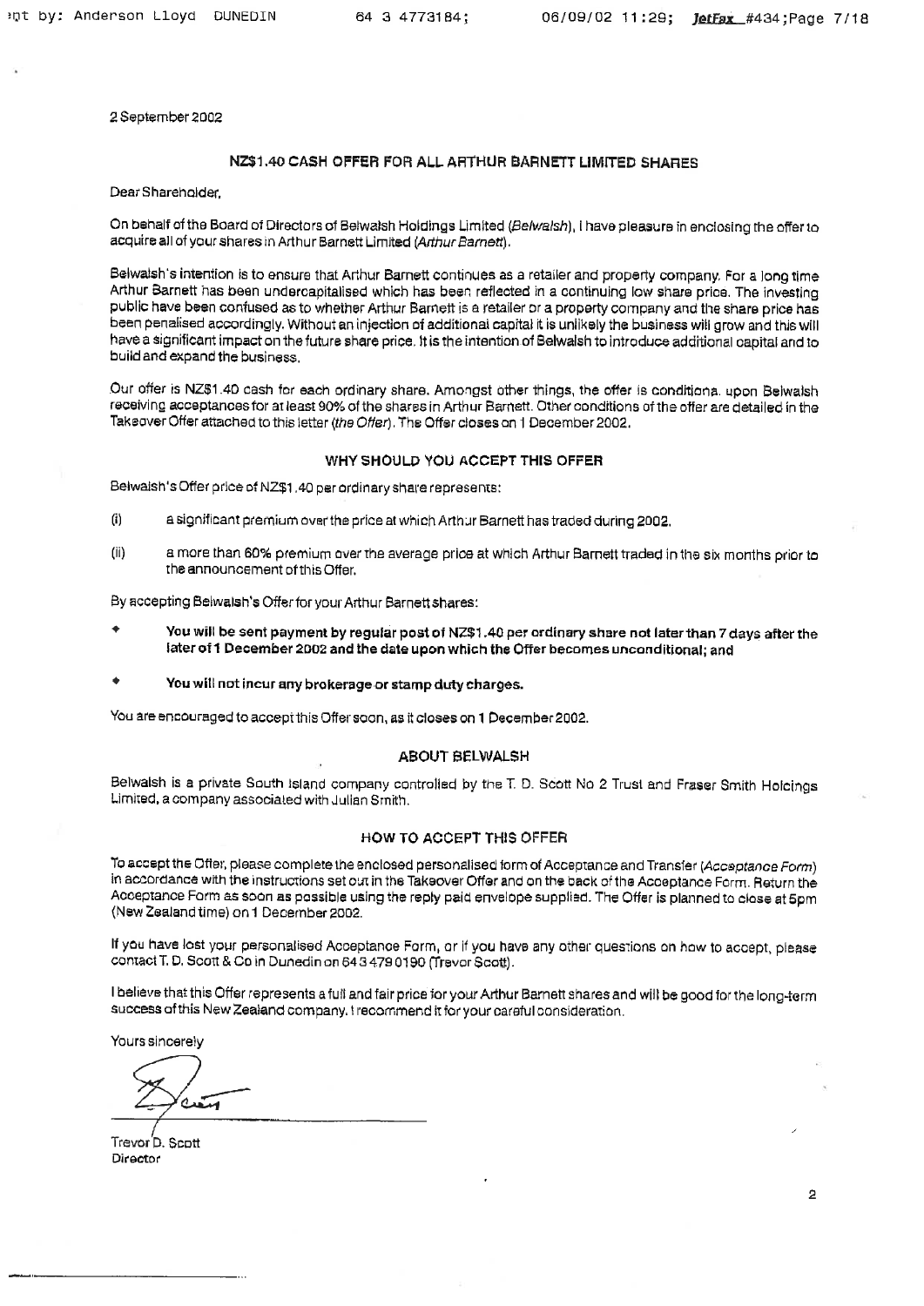2 September 2002

## NZ$1.40 CASH OFFER FOR ALL ARTHUR BARNETT LIMITED SHARES

Dear Shareholder,

On behalf of the Board of Directors of Belwalsh Holdings Limited (*Belwalsh*), I have pleasure in enclosing the offer to acquire all of your shares in Arthur Barnett Limited (*Arthur Barnett*).

Belwalsh's intention is to ensure that Arthur Barnett continues as a retailer and property company. For a long time Arthur Barnett has been undercapitalised which has been reflected in a continuing low share price. The investing public have been confused as to whether Arthur Barnett is a retailer or a property company and the share price has been penalised accordingly. Without an injection of additional capital it is unlikely the business will grow and this will have a significant impact on the future share price. It is the intention of Belwalsh to introduce additional capital and to build and expand the business.

Our offer is NZ$1.40 cash for each ordinary share. Amongst other things, the offer is conditiona. upon Belwalsh receiving acceptances for at least 90% of the shares in Arthur Barnett. Other conditions of the offer are detailed in the Takeover Offer attached to this letter (*the Offer*). The Offer closes on 1 December 2002.

### WHY SHOULD YOU ACCEPT THIS OFFER

Belwalsh's Offer price of NZ$1.40 per ordinary share represents:

(i) a significant premium over the price at which Arthur Barnett has traded during 2002.

(ii) a more than 60% premium over the average price at which Arthur Barnett traded in the six months prior to the announcement of this Offer.

By accepting Belwalsh's Offer for your Arthur Barnett shares:

- **You will be sent payment by regular post of NZ$1.40 per ordinary share not later than 7 days after the later of 1 December 2002 and the date upon which the Offer becomes unconditional; and**
- **You will not incur any brokerage or stamp duty charges.**

You are encouraged to accept this Offer soon, as it closes on 1 December 2002.

### ABOUT BELWALSH

Belwalsh is a private South Island company controlled by the T. D. Scott No 2 Trust and Fraser Smith Holdings Limited, a company associated with Julian Smith.

### HOW TO ACCEPT THIS OFFER

To accept the Offer, please complete the enclosed personalised form of Acceptance and Transfer (*Acceptance Form*) in accordance with the instructions set out in the Takeover Offer and on the back of the Acceptance Form. Return the Acceptance Form as soon as possible using the reply paid envelope supplied. The Offer is planned to close at 5pm (New Zealand time) on 1 December 2002.

If you have lost your personalised Acceptance Form, or if you have any other questions on how to accept, please contact T. D. Scott & Co in Dunedin on 64 3 479 0190 (Trevor Scott).

I believe that this Offer represents a full and fair price for your Arthur Barnett shares and will be good for the long-term success of this New Zealand company. I recommend it for your careful consideration.

Yours sincerely

Trevor D. Scott
Director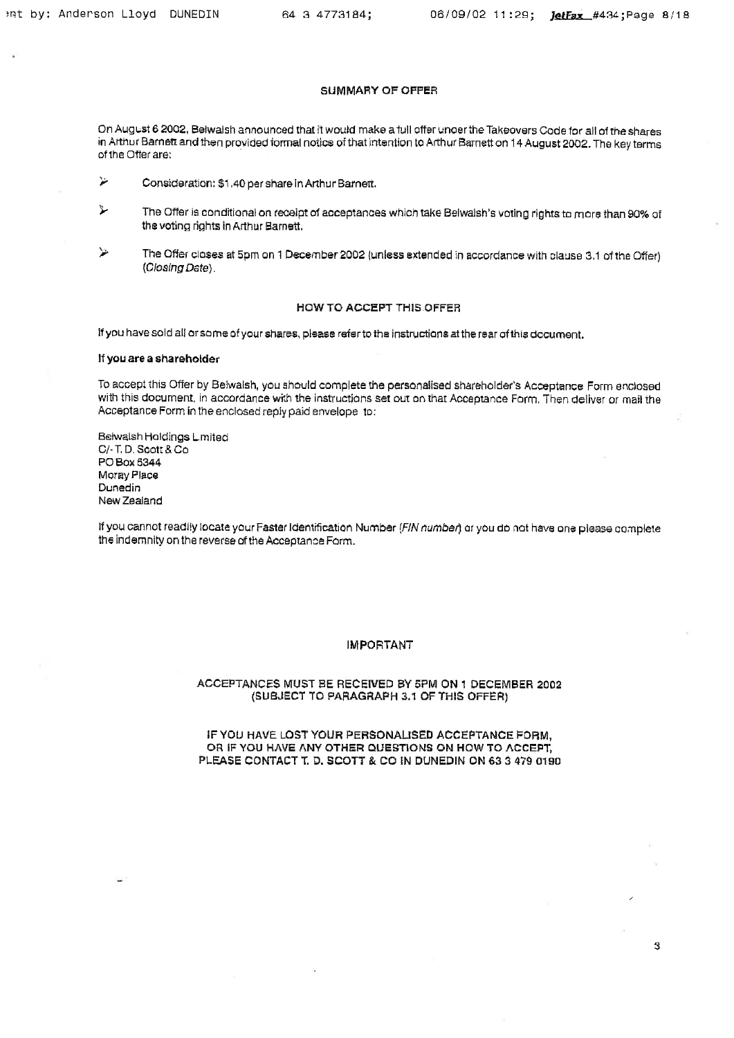## SUMMARY OF OFFER

On August 6 2002, Belwalsh announced that it would make a full offer under the Takeovers Code for all of the shares in Arthur Barnett and then provided formal notice of that intention to Arthur Barnett on 14 August 2002. The key terms of the Offer are:

- Consideration: $1.40 per share in Arthur Barnett.
- The Offer is conditional on receipt of acceptances which take Belwalsh's voting rights to more than 90% of the voting rights in Arthur Barnett.
- The Offer closes at 5pm on 1 December 2002 (unless extended in accordance with clause 3.1 of the Offer) (*Closing Date*).

## HOW TO ACCEPT THIS OFFER

If you have sold all or some of your shares, please refer to the instructions at the rear of this document.

**If you are a shareholder**

To accept this Offer by Belwalsh, you should complete the personalised shareholder's Acceptance Form enclosed with this document, in accordance with the instructions set out on that Acceptance Form. Then deliver or mail the Acceptance Form in the enclosed reply paid envelope to:

Belwalsh Holdings Limited
C/- T. D. Scott & Co
PO Box 5344
Moray Place
Dunedin
New Zealand

If you cannot readily locate your Faster Identification Number (*FIN number*) or you do not have one please complete the indemnity on the reverse of the Acceptance Form.

## IMPORTANT

**ACCEPTANCES MUST BE RECEIVED BY 5PM ON 1 DECEMBER 2002 (SUBJECT TO PARAGRAPH 3.1 OF THIS OFFER)**

**IF YOU HAVE LOST YOUR PERSONALISED ACCEPTANCE FORM, OR IF YOU HAVE ANY OTHER QUESTIONS ON HOW TO ACCEPT, PLEASE CONTACT T. D. SCOTT & CO IN DUNEDIN ON 63 3 479 0190**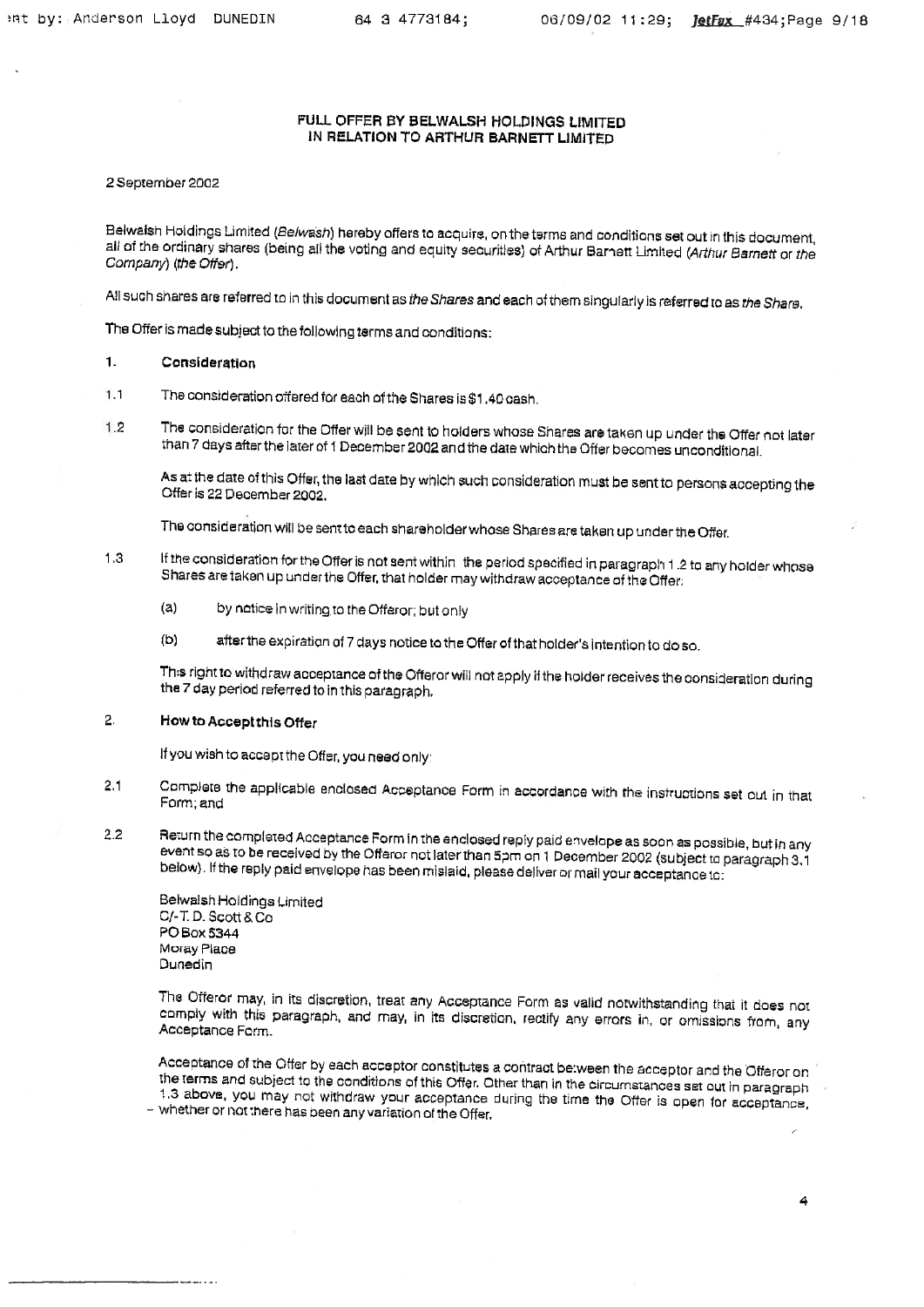# FULL OFFER BY BELWALSH HOLDINGS LIMITED IN RELATION TO ARTHUR BARNETT LIMITED

2 September 2002

Belwalsh Holdings Limited (*Belwalsh*) hereby offers to acquire, on the terms and conditions set out in this document, all of the ordinary shares (being all the voting and equity securities) of Arthur Barnett Limited (*Arthur Barnett* or *the Company*) (*the Offer*).

All such shares are referred to in this document as *the Shares* and each of them singularly is referred to as *the Share*.

The Offer is made subject to the following terms and conditions:

## 1. Consideration

1.1 The consideration offered for each of the Shares is $1.40 cash.

1.2 The consideration for the Offer will be sent to holders whose Shares are taken up under the Offer not later than 7 days after the later of 1 December 2002 and the date which the Offer becomes unconditional.

As at the date of this Offer, the last date by which such consideration must be sent to persons accepting the Offer is 22 December 2002.

The consideration will be sent to each shareholder whose Shares are taken up under the Offer.

1.3 If the consideration for the Offer is not sent within the period specified in paragraph 1.2 to any holder whose Shares are taken up under the Offer, that holder may withdraw acceptance of the Offer:

(a) by notice in writing to the Offeror; but only

(b) after the expiration of 7 days notice to the Offer of that holder's intention to do so.

This right to withdraw acceptance of the Offeror will not apply if the holder receives the consideration during the 7 day period referred to in this paragraph.

## 2. How to Accept this Offer

If you wish to accept the Offer, you need only:

2.1 Complete the applicable enclosed Acceptance Form in accordance with the instructions set out in that Form; and

2.2 Return the completed Acceptance Form in the enclosed reply paid envelope as soon as possible, but in any event so as to be received by the Offeror not later than 5pm on 1 December 2002 (subject to paragraph 3.1 below). If the reply paid envelope has been mislaid, please deliver or mail your acceptance to:

Belwalsh Holdings Limited
C/- T. D. Scott & Co
PO Box 5344
Moray Place
Dunedin

The Offeror may, in its discretion, treat any Acceptance Form as valid notwithstanding that it does not comply with this paragraph, and may, in its discretion, rectify any errors in, or omissions from, any Acceptance Form.

Acceptance of the Offer by each acceptor constitutes a contract between the acceptor and the Offeror on the terms and subject to the conditions of this Offer. Other than in the circumstances set out in paragraph 1.3 above, you may not withdraw your acceptance during the time the Offer is open for acceptance, whether or not there has been any variation of the Offer.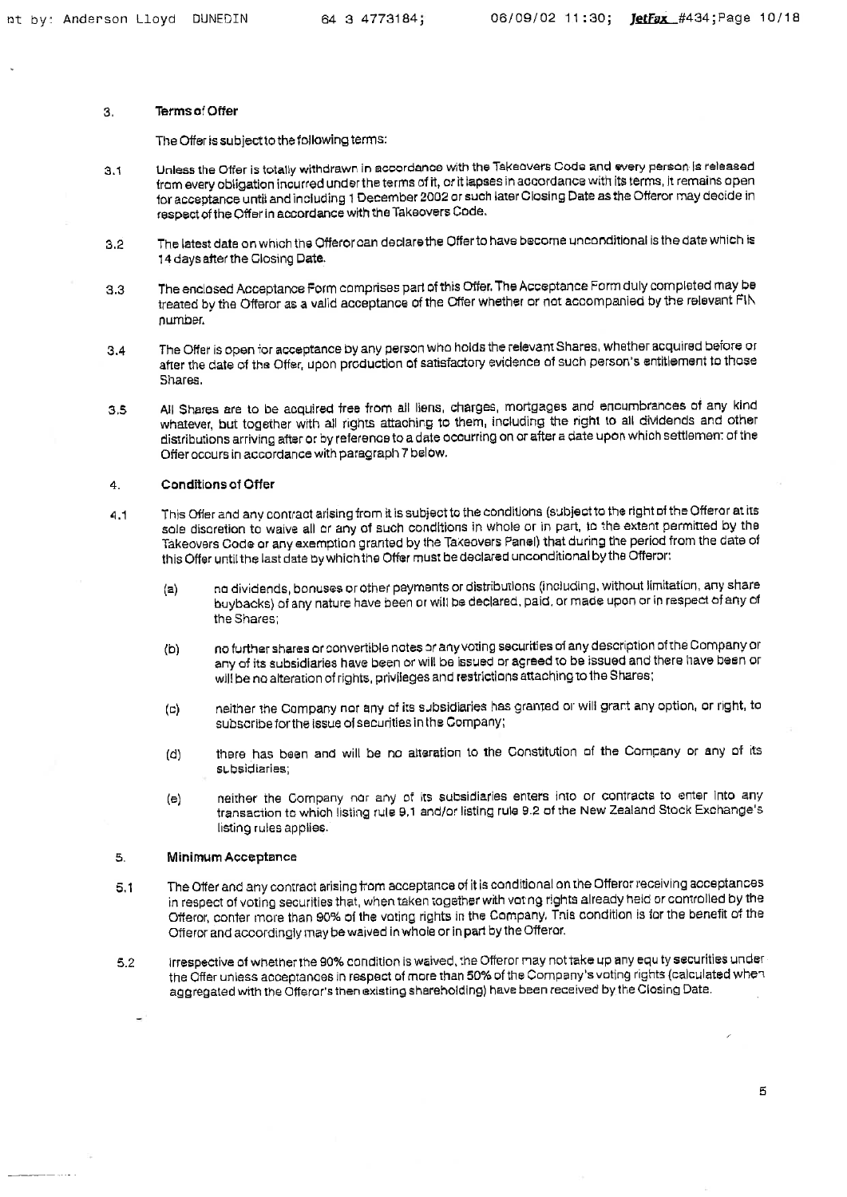## 3. Terms of Offer

The Offer is subject to the following terms:

3.1 Unless the Offer is totally withdrawn in accordance with the Takeovers Code and every person is released from every obligation incurred under the terms of it, or it lapses in accordance with its terms, it remains open for acceptance until and including 1 December 2002 or such later Closing Date as the Offeror may decide in respect of the Offer in accordance with the Takeovers Code.

3.2 The latest date on which the Offeror can declare the Offer to have become unconditional is the date which is 14 days after the Closing Date.

3.3 The enclosed Acceptance Form comprises part of this Offer. The Acceptance Form duly completed may be treated by the Offeror as a valid acceptance of the Offer whether or not accompanied by the relevant FIN number.

3.4 The Offer is open for acceptance by any person who holds the relevant Shares, whether acquired before or after the date of the Offer, upon production of satisfactory evidence of such person's entitlement to those Shares.

3.5 All Shares are to be acquired free from all liens, charges, mortgages and encumbrances of any kind whatever, but together with all rights attaching to them, including the right to all dividends and other distributions arriving after or by reference to a date occurring on or after a date upon which settlement of the Offer occurs in accordance with paragraph 7 below.

## 4. Conditions of Offer

4.1 This Offer and any contract arising from it is subject to the conditions (subject to the right of the Offeror at its sole discretion to waive all or any of such conditions in whole or in part, to the extent permitted by the Takeovers Code or any exemption granted by the Takeovers Panel) that during the period from the date of this Offer until the last date by which the Offer must be declared unconditional by the Offeror:

(a) no dividends, bonuses or other payments or distributions (including, without limitation, any share buybacks) of any nature have been or will be declared, paid, or made upon or in respect of any of the Shares;

(b) no further shares or convertible notes or any voting securities of any description of the Company or any of its subsidiaries have been or will be issued or agreed to be issued and there have been or will be no alteration of rights, privileges and restrictions attaching to the Shares;

(c) neither the Company nor any of its subsidiaries has granted or will grant any option, or right, to subscribe for the issue of securities in the Company;

(d) there has been and will be no alteration to the Constitution of the Company or any of its subsidiaries;

(e) neither the Company nor any of its subsidiaries enters into or contracts to enter into any transaction to which listing rule 9.1 and/or listing rule 9.2 of the New Zealand Stock Exchange's listing rules applies.

## 5. Minimum Acceptance

5.1 The Offer and any contract arising from acceptance of it is conditional on the Offeror receiving acceptances in respect of voting securities that, when taken together with voting rights already held or controlled by the Offeror, confer more than 90% of the voting rights in the Company. This condition is for the benefit of the Offeror and accordingly may be waived in whole or in part by the Offeror.

5.2 Irrespective of whether the 90% condition is waived, the Offeror may not take up any equity securities under the Offer unless acceptances in respect of more than 50% of the Company's voting rights (calculated when aggregated with the Offeror's then existing shareholding) have been received by the Closing Date.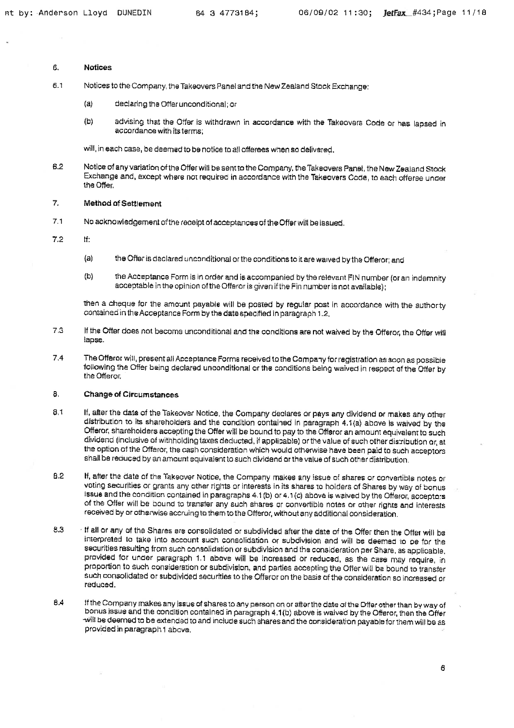## 6. Notices

6.1 Notices to the Company, the Takeovers Panel and the New Zealand Stock Exchange:

(a) declaring the Offer unconditional; or

(b) advising that the Offer is withdrawn in accordance with the Takeovers Code or has lapsed in accordance with its terms;

will, in each case, be deemed to be notice to all offerees when so delivered.

6.2 Notice of any variation of the Offer will be sent to the Company, the Takeovers Panel, the New Zealand Stock Exchange and, except where not required in accordance with the Takeovers Code, to each offeree under the Offer.

## 7. Method of Settlement

7.1 No acknowledgement of the receipt of acceptances of the Offer will be issued.

7.2 If:

(a) the Offer is declared unconditional or the conditions to it are waived by the Offeror; and

(b) the Acceptance Form is in order and is accompanied by the relevant FIN number (or an indemnity acceptable in the opinion of the Offeror is given if the Fin number is not available);

then a cheque for the amount payable will be posted by regular post in accordance with the authority contained in the Acceptance Form by the date specified in paragraph 1.2.

7.3 If the Offer does not become unconditional and the conditions are not waived by the Offeror, the Offer will lapse.

7.4 The Offeror will, present all Acceptance Forms received to the Company for registration as soon as possible following the Offer being declared unconditional or the conditions being waived in respect of the Offer by the Offeror.

## 8. Change of Circumstances

8.1 If, after the date of the Takeover Notice, the Company declares or pays any dividend or makes any other distribution to its shareholders and the condition contained in paragraph 4.1(a) above is waived by the Offeror, shareholders accepting the Offer will be bound to pay to the Offeror an amount equivalent to such dividend (inclusive of withholding taxes deducted, if applicable) or the value of such other distribution or, at the option of the Offeror, the cash consideration which would otherwise have been paid to such acceptors shall be reduced by an amount equivalent to such dividend or the value of such other distribution.

8.2 If, after the date of the Takeover Notice, the Company makes any issue of shares or convertible notes or voting securities or grants any other rights or interests in its shares to holders of Shares by way of bonus issue and the condition contained in paragraphs 4.1(b) or 4.1(c) above is waived by the Offeror, acceptors of the Offer will be bound to transfer any such shares or convertible notes or other rights and interests received by or otherwise accruing to them to the Offeror, without any additional consideration.

8.3 If all or any of the Shares are consolidated or subdivided after the date of the Offer then the Offer will be interpreted to take into account such consolidation or subdivision and will be deemed to be for the securities resulting from such consolidation or subdivision and the consideration per Share, as applicable, provided for under paragraph 1.1 above will be increased or reduced, as the case may require, in proportion to such consideration or subdivision, and parties accepting the Offer will be bound to transfer such consolidated or subdivided securities to the Offeror on the basis of the consideration so increased or reduced.

8.4 If the Company makes any issue of shares to any person on or after the date of the Offer other than by way of bonus issue and the condition contained in paragraph 4.1(b) above is waived by the Offeror, then the Offer will be deemed to be extended to and include such shares and the consideration payable for them will be as provided in paragraph 1 above.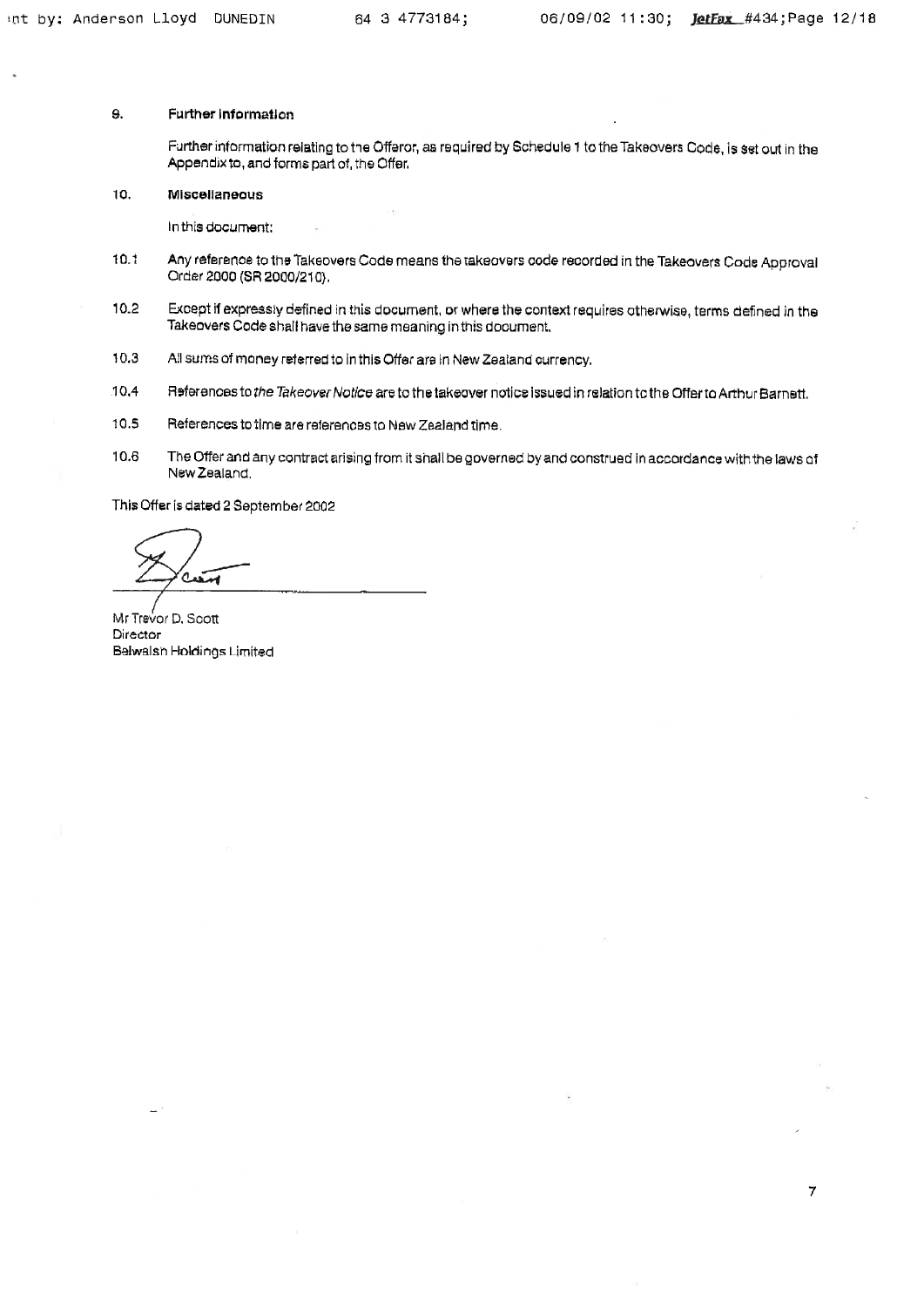## 9. Further Information

Further information relating to the Offeror, as required by Schedule 1 to the Takeovers Code, is set out in the Appendix to, and forms part of, the Offer.

## 10. Miscellaneous

In this document:

10.1 Any reference to the Takeovers Code means the takeovers code recorded in the Takeovers Code Approval Order 2000 (SR 2000/210).

10.2 Except if expressly defined in this document, or where the context requires otherwise, terms defined in the Takeovers Code shall have the same meaning in this document.

10.3 All sums of money referred to in this Offer are in New Zealand currency.

10.4 References to *the Takeover Notice* are to the takeover notice issued in relation to the Offer to Arthur Barnett.

10.5 References to time are references to New Zealand time.

10.6 The Offer and any contract arising from it shall be governed by and construed in accordance with the laws of New Zealand.

This Offer is dated 2 September 2002

Mr Trevor D. Scott
Director
Belwalsh Holdings Limited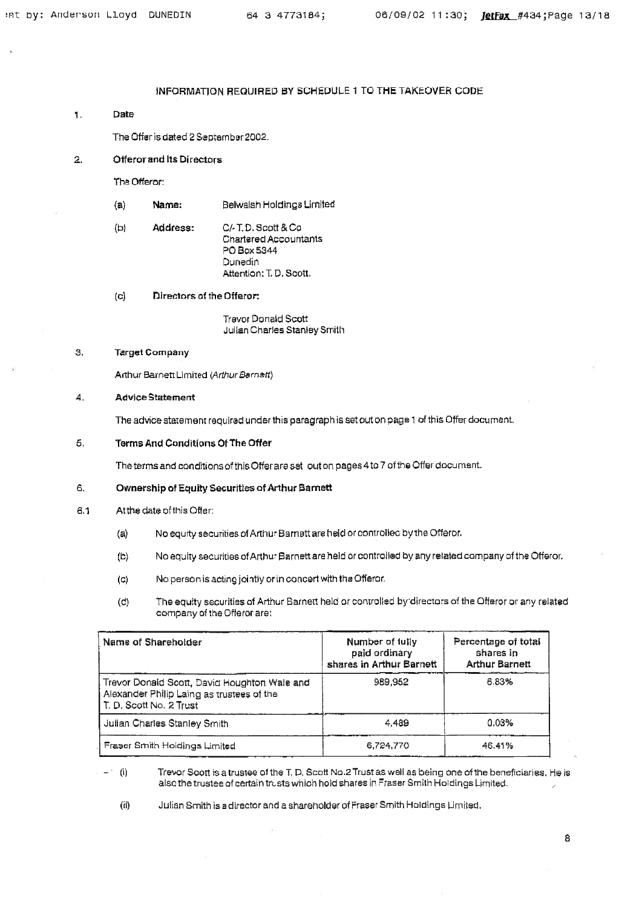# INFORMATION REQUIRED BY SCHEDULE 1 TO THE TAKEOVER CODE

1. **Date**

   The Offer is dated 2 September 2002.

2. **Offeror and Its Directors**

   The Offeror:

   (a) **Name:** Belwalsh Holdings Limited

   (b) **Address:** C/- T. D. Scott & Co
   Chartered Accountants
   PO Box 5344
   Dunedin
   Attention: T. D. Scott.

   (c) **Directors of the Offeror:**

   Trevor Donald Scott
   Julian Charles Stanley Smith

3. **Target Company**

   Arthur Barnett Limited (*Arthur Barnett*)

4. **Advice Statement**

   The advice statement required under this paragraph is set out on page 1 of this Offer document.

5. **Terms And Conditions Of The Offer**

   The terms and conditions of this Offer are set out on pages 4 to 7 of the Offer document.

6. **Ownership of Equity Securities of Arthur Barnett**

6.1 At the date of this Offer:

   (a) No equity securities of Arthur Barnett are held or controlled by the Offeror.

   (b) No equity securities of Arthur Barnett are held or controlled by any related company of the Offeror.

   (c) No person is acting jointly or in concert with the Offeror.

   (d) The equity securities of Arthur Barnett held or controlled by directors of the Offeror or any related company of the Offeror are:

| Name of Shareholder | Number of fully paid ordinary shares in Arthur Barnett | Percentage of total shares in Arthur Barnett |
|---|---|---|
| Trevor Donald Scott, David Houghton Wale and Alexander Philip Laing as trustees of the T. D. Scott No. 2 Trust | 989,952 | 6.83% |
| Julian Charles Stanley Smith | 4,489 | 0.03% |
| Fraser Smith Holdings Limited | 6,724,770 | 46.41% |

   (i) Trevor Scott is a trustee of the T. D. Scott No.2 Trust as well as being one of the beneficiaries. He is also the trustee of certain trusts which hold shares in Fraser Smith Holdings Limited.

   (ii) Julian Smith is a director and a shareholder of Fraser Smith Holdings Limited.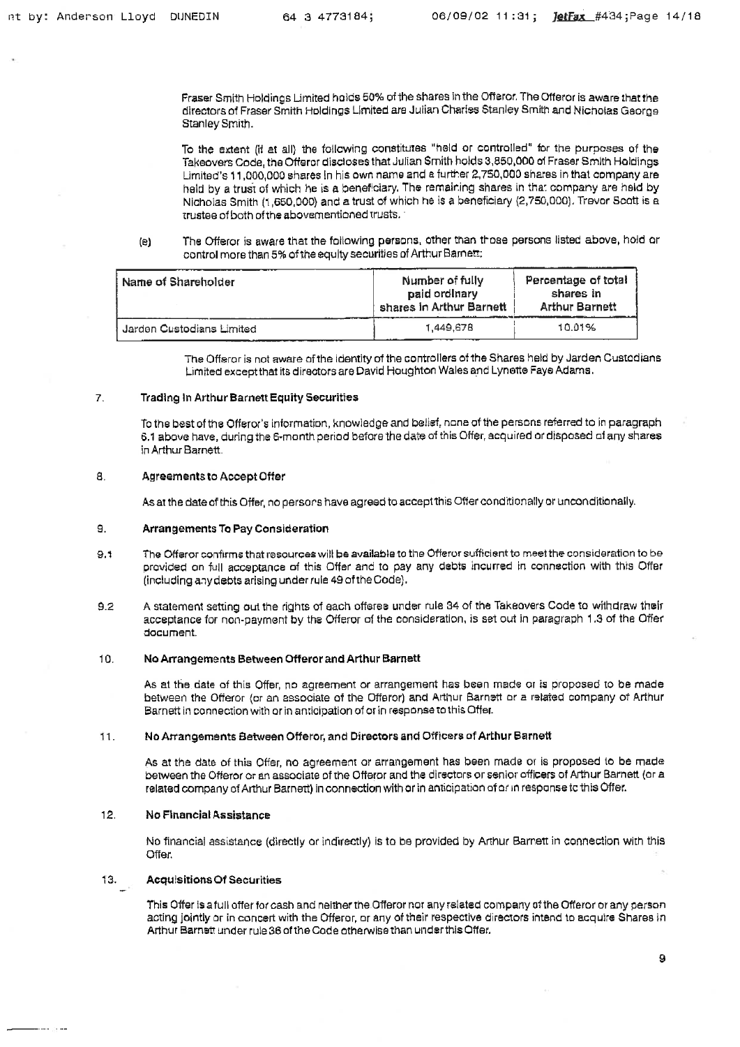Fraser Smith Holdings Limited holds 50% of the shares in the Offeror. The Offeror is aware that the directors of Fraser Smith Holdings Limited are Julian Charles Stanley Smith and Nicholas George Stanley Smith.

To the extent (if at all) the following constitutes "held or controlled" for the purposes of the Takeovers Code, the Offeror discloses that Julian Smith holds 3,850,000 of Fraser Smith Holdings Limited's 11,000,000 shares in his own name and a further 2,750,000 shares in that company are held by a trust of which he is a beneficiary. The remaining shares in that company are held by Nicholas Smith (1,650,000) and a trust of which he is a beneficiary (2,750,000). Trevor Scott is a trustee of both of the abovementioned trusts.

(e) The Offeror is aware that the following persons, other than those persons listed above, hold or control more than 5% of the equity securities of Arthur Barnett:

| Name of Shareholder | Number of fully paid ordinary shares in Arthur Barnett | Percentage of total shares in Arthur Barnett |
|---|---|---|
| Jarden Custodians Limited | 1,449,678 | 10.01% |

The Offeror is not aware of the identity of the controllers of the Shares held by Jarden Custodians Limited except that its directors are David Houghton Wales and Lynette Faye Adams.

## 7. Trading In Arthur Barnett Equity Securities

To the best of the Offeror's information, knowledge and belief, none of the persons referred to in paragraph 6.1 above have, during the 6-month period before the date of this Offer, acquired or disposed of any shares in Arthur Barnett.

## 8. Agreements to Accept Offer

As at the date of this Offer, no persons have agreed to accept this Offer conditionally or unconditionally.

## 9. Arrangements To Pay Consideration

9.1 The Offeror confirms that resources will be available to the Offeror sufficient to meet the consideration to be provided on full acceptance of this Offer and to pay any debts incurred in connection with this Offer (including any debts arising under rule 49 of the Code).

9.2 A statement setting out the rights of each offeree under rule 34 of the Takeovers Code to withdraw their acceptance for non-payment by the Offeror of the consideration, is set out in paragraph 1.3 of the Offer document.

## 10. No Arrangements Between Offeror and Arthur Barnett

As at the date of this Offer, no agreement or arrangement has been made or is proposed to be made between the Offeror (or an associate of the Offeror) and Arthur Barnett or a related company of Arthur Barnett in connection with or in anticipation of or in response to this Offer.

## 11. No Arrangements Between Offeror, and Directors and Officers of Arthur Barnett

As at the date of this Offer, no agreement or arrangement has been made or is proposed to be made between the Offeror or an associate of the Offeror and the directors or senior officers of Arthur Barnett (or a related company of Arthur Barnett) in connection with or in anticipation of or in response to this Offer.

## 12. No Financial Assistance

No financial assistance (directly or indirectly) is to be provided by Arthur Barnett in connection with this Offer.

## 13. Acquisitions Of Securities

This Offer is a full offer for cash and neither the Offeror nor any related company of the Offeror or any person acting jointly or in concert with the Offeror, or any of their respective directors intend to acquire Shares in Arthur Barnett under rule 36 of the Code otherwise than under this Offer.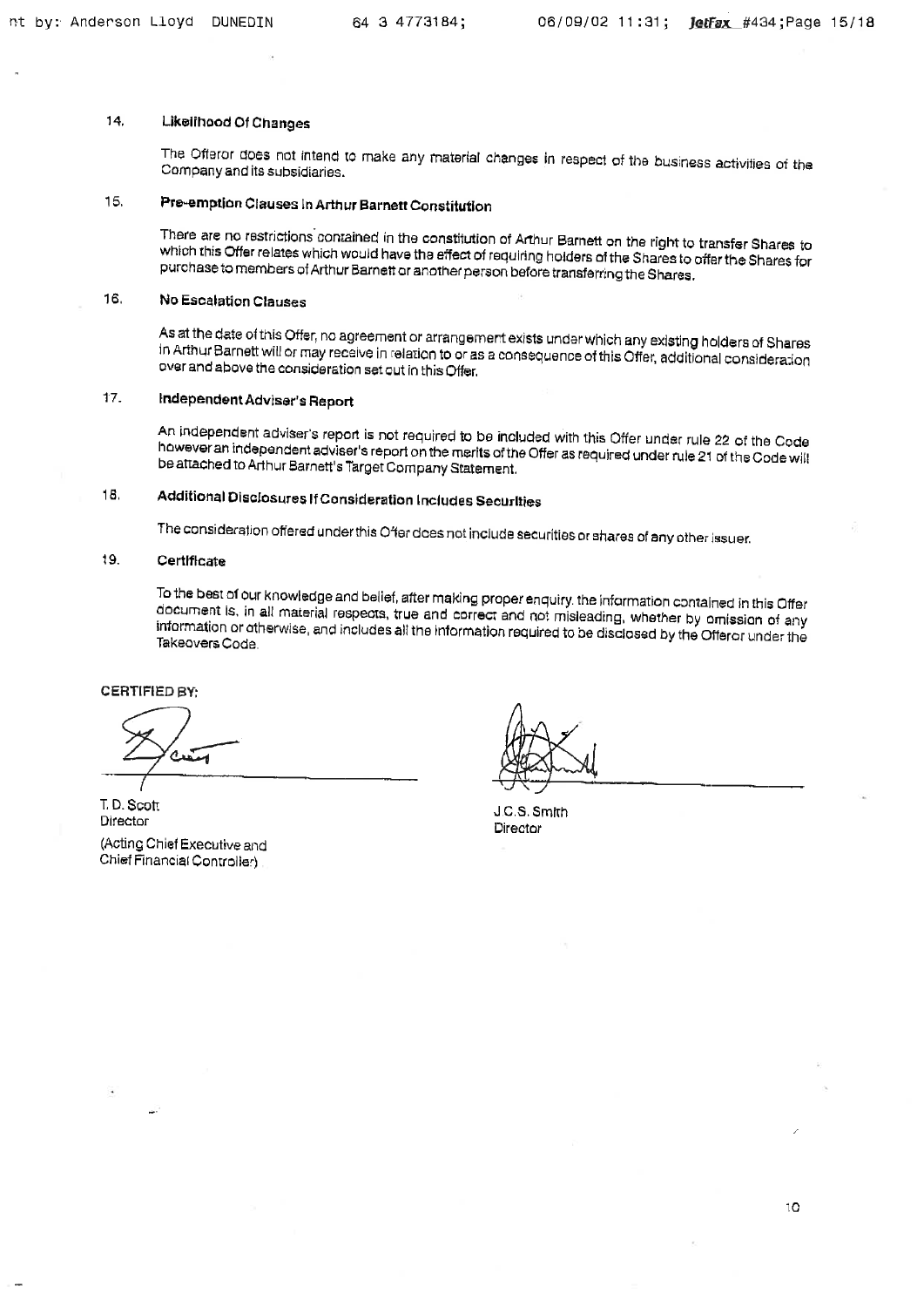## 14. Likelihood Of Changes

The Offeror does not intend to make any material changes in respect of the business activities of the Company and its subsidiaries.

## 15. Pre-emption Clauses in Arthur Barnett Constitution

There are no restrictions contained in the constitution of Arthur Barnett on the right to transfer Shares to which this Offer relates which would have the effect of requiring holders of the Shares to offer the Shares for purchase to members of Arthur Barnett or another person before transferring the Shares.

## 16. No Escalation Clauses

As at the date of this Offer, no agreement or arrangement exists under which any existing holders of Shares in Arthur Barnett will or may receive in relation to or as a consequence of this Offer, additional consideration over and above the consideration set out in this Offer.

## 17. Independent Adviser's Report

An independent adviser's report is not required to be included with this Offer under rule 22 of the Code however an independent adviser's report on the merits of the Offer as required under rule 21 of the Code will be attached to Arthur Barnett's Target Company Statement.

## 18. Additional Disclosures If Consideration Includes Securities

The consideration offered under this Offer does not include securities or shares of any other issuer.

## 19. Certificate

To the best of our knowledge and belief, after making proper enquiry, the information contained in this Offer document is, in all material respects, true and correct and not misleading, whether by omission of any information or otherwise, and includes all the information required to be disclosed by the Offeror under the Takeovers Code.

CERTIFIED BY:

T. D. Scott
Director
(Acting Chief Executive and Chief Financial Controller)

J C.S. Smith
Director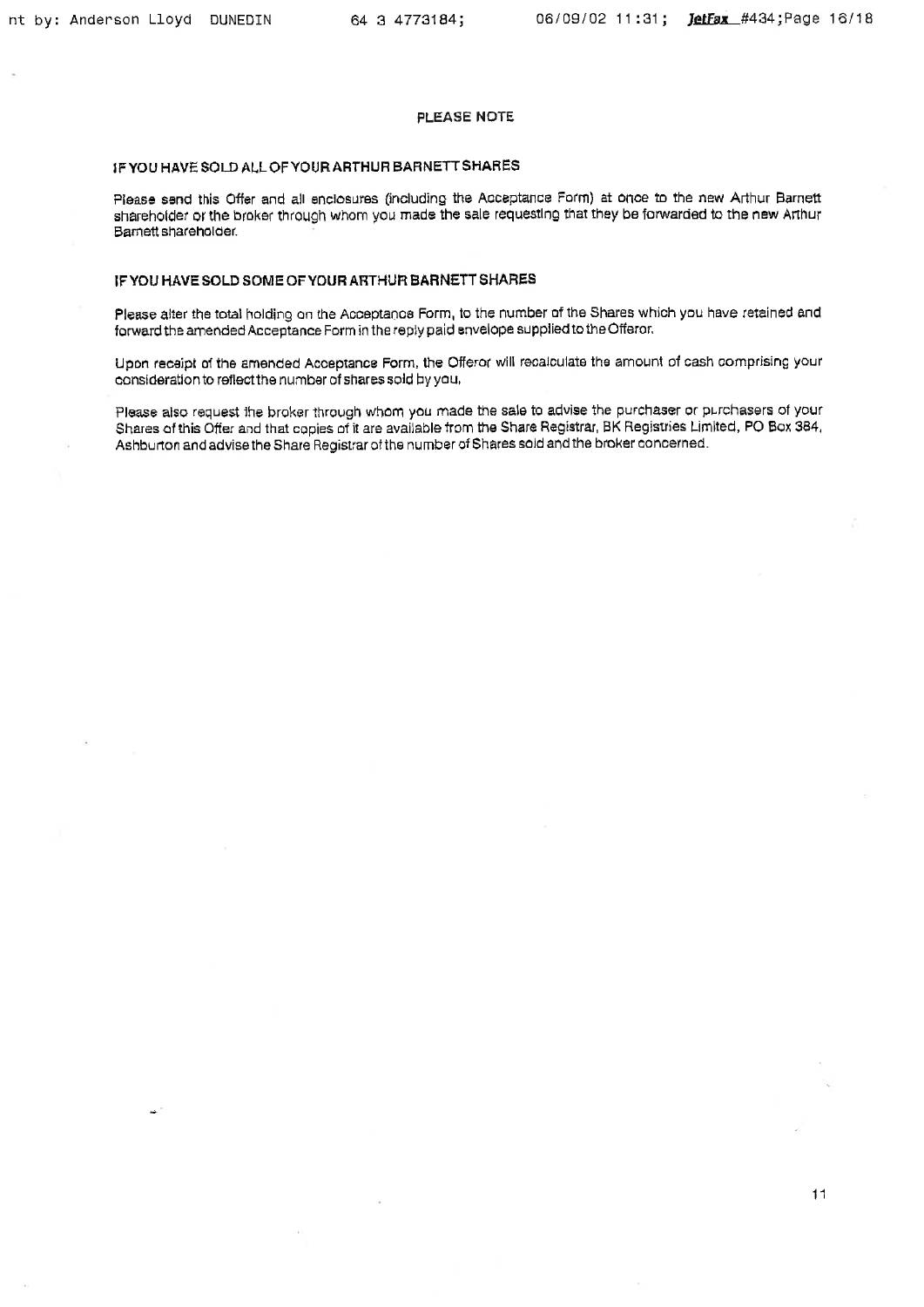## PLEASE NOTE

### IF YOU HAVE SOLD ALL OF YOUR ARTHUR BARNETT SHARES

Please send this Offer and all enclosures (including the Acceptance Form) at once to the new Arthur Barnett shareholder or the broker through whom you made the sale requesting that they be forwarded to the new Arthur Barnett shareholder.

### IF YOU HAVE SOLD SOME OF YOUR ARTHUR BARNETT SHARES

Please alter the total holding on the Acceptance Form, to the number of the Shares which you have retained and forward the amended Acceptance Form in the reply paid envelope supplied to the Offeror.

Upon receipt of the amended Acceptance Form, the Offeror will recalculate the amount of cash comprising your consideration to reflect the number of shares sold by you.

Please also request the broker through whom you made the sale to advise the purchaser or purchasers of your Shares of this Offer and that copies of it are available from the Share Registrar, BK Registries Limited, PO Box 384, Ashburton and advise the Share Registrar of the number of Shares sold and the broker concerned.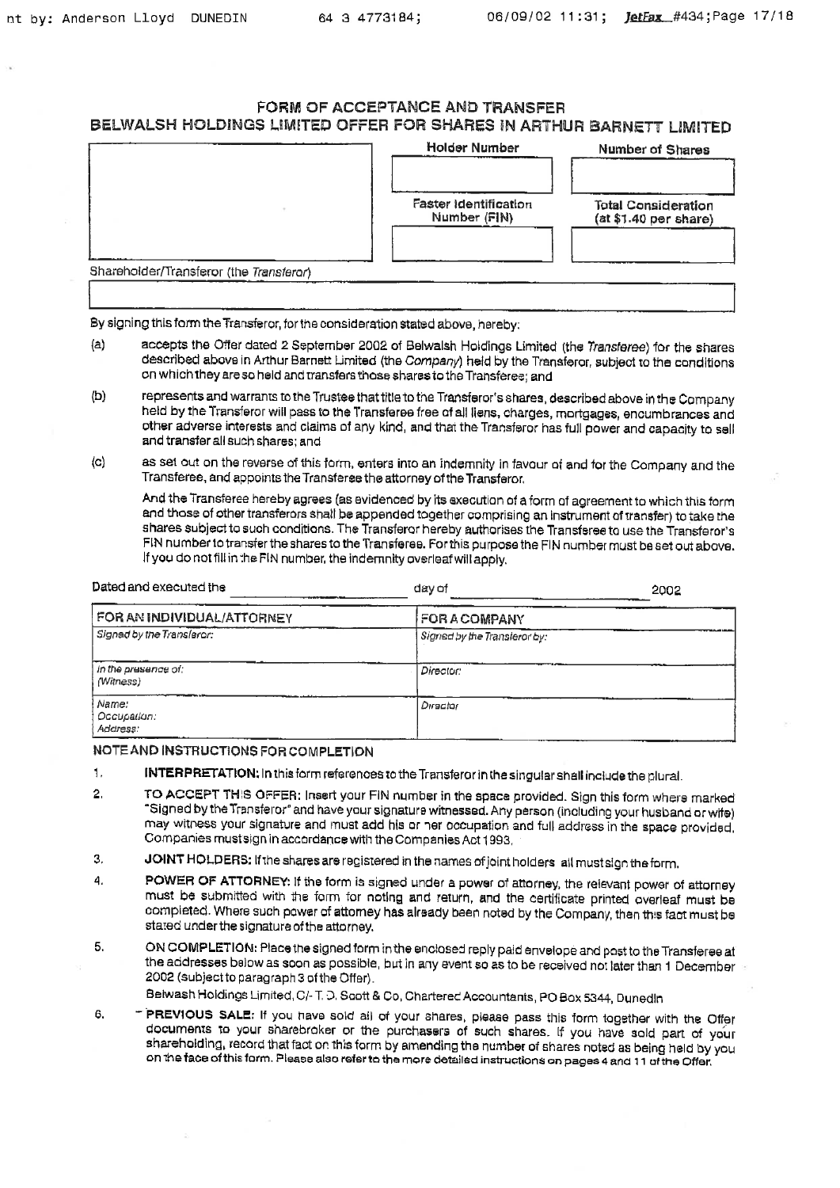# FORM OF ACCEPTANCE AND TRANSFER

## BELWALSH HOLDINGS LIMITED OFFER FOR SHARES IN ARTHUR BARNETT LIMITED

| | Holder Number | Number of Shares |
|---|---|---|
| | | |
| | Faster Identification Number (FIN) | Total Consideration (at $1.40 per share) |
| | | |

Shareholder/Transferor (the *Transferor*)

By signing this form the Transferor, for the consideration stated above, hereby:

(a) accepts the Offer dated 2 September 2002 of Belwalsh Holdings Limited (the *Transferee*) for the shares described above in Arthur Barnett Limited (the *Company*) held by the Transferor, subject to the conditions on which they are so held and transfers those shares to the Transferee; and

(b) represents and warrants to the Trustee that title to the Transferor's shares, described above in the Company held by the Transferor will pass to the Transferee free of all liens, charges, mortgages, encumbrances and other adverse interests and claims of any kind, and that the Transferor has full power and capacity to sell and transfer all such shares; and

(c) as set out on the reverse of this form, enters into an indemnity in favour of and for the Company and the Transferee, and appoints the Transferee the attorney of the Transferor.

And the Transferee hereby agrees (as evidenced by its execution of a form of agreement to which this form and those of other transferors shall be appended together comprising an instrument of transfer) to take the shares subject to such conditions. The Transferor hereby authorises the Transferee to use the Transferor's FIN number to transfer the shares to the Transferee. For this purpose the FIN number must be set out above. If you do not fill in the FIN number, the indemnity overleaf will apply.

Dated and executed the ______________ day of ______________ 2002

| FOR AN INDIVIDUAL/ATTORNEY | FOR A COMPANY |
|---|---|
| *Signed by the Transferor:* | *Signed by the Transferor by:* |
| *In the presence of: (Witness)* | *Director:* |
| *Name: Occupation: Address:* | *Director* |

**NOTE AND INSTRUCTIONS FOR COMPLETION**

1. **INTERPRETATION:** In this form references to the Transferor in the singular shall include the plural.

2. **TO ACCEPT THIS OFFER:** Insert your FIN number in the space provided. Sign this form where marked "Signed by the Transferor" and have your signature witnessed. Any person (including your husband or wife) may witness your signature and must add his or her occupation and full address in the space provided. Companies must sign in accordance with the Companies Act 1993.

3. **JOINT HOLDERS:** If the shares are registered in the names of joint holders all must sign the form.

4. **POWER OF ATTORNEY:** If the form is signed under a power of attorney, the relevant power of attorney must be submitted with the form for noting and return, and the certificate printed overleaf must be completed. Where such power of attorney has already been noted by the Company, then this fact must be stated under the signature of the attorney.

5. **ON COMPLETION:** Place the signed form in the enclosed reply paid envelope and post to the Transferee at the addresses below as soon as possible, but in any event so as to be received not later than 1 December 2002 (subject to paragraph 3 of the Offer).

   Belwash Holdings Limited, C/- T. D. Scott & Co, Chartered Accountants, PO Box 5344, Dunedin

6. **PREVIOUS SALE:** If you have sold all of your shares, please pass this form together with the Offer documents to your sharebroker or the purchasers of such shares. If you have sold part of your shareholding, record that fact on this form by amending the number of shares noted as being held by you on the face of this form. Please also refer to the more detailed instructions on pages 4 and 11 of the Offer.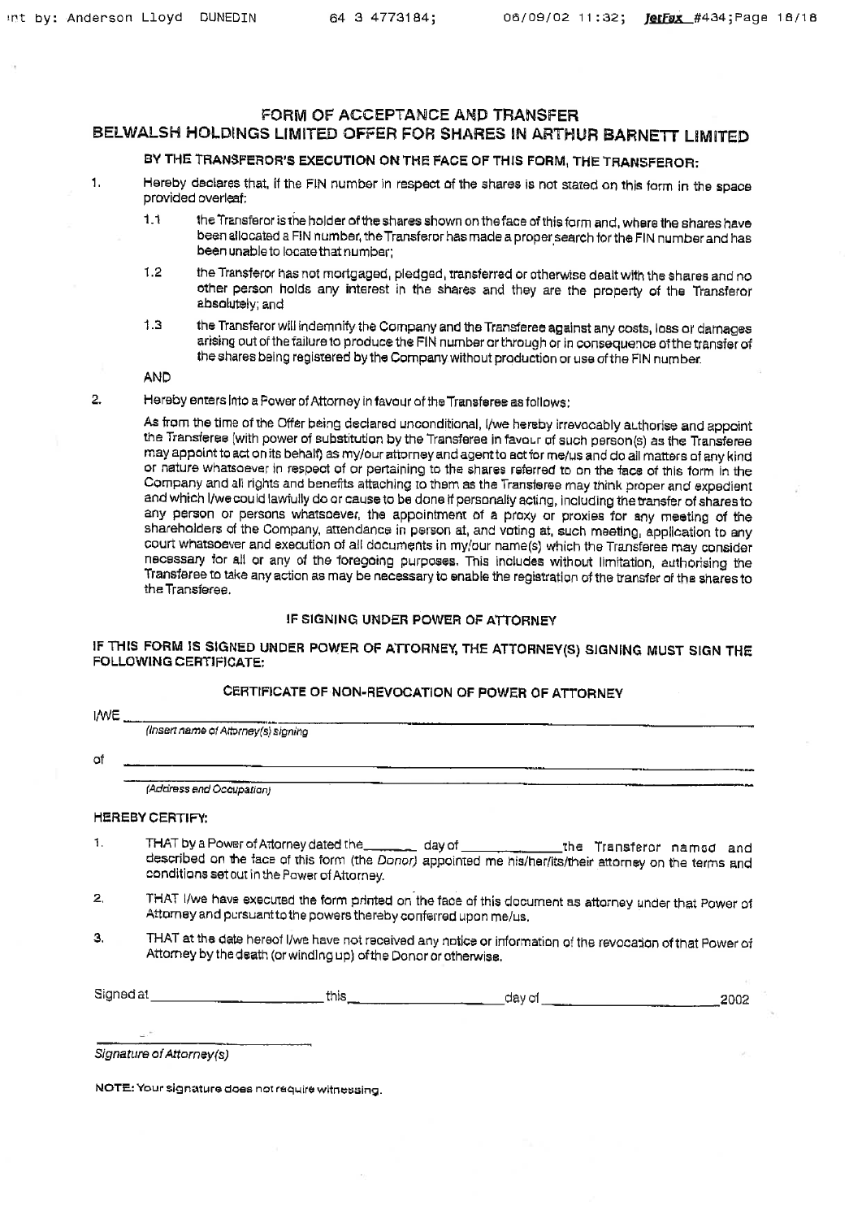# FORM OF ACCEPTANCE AND TRANSFER

## BELWALSH HOLDINGS LIMITED OFFER FOR SHARES IN ARTHUR BARNETT LIMITED

### BY THE TRANSFEROR'S EXECUTION ON THE FACE OF THIS FORM, THE TRANSFEROR:

1. Hereby declares that, if the FIN number in respect of the shares is not stated on this form in the space provided overleaf:

   1.1 the Transferor is the holder of the shares shown on the face of this form and, where the shares have been allocated a FIN number, the Transferor has made a proper search for the FIN number and has been unable to locate that number;

   1.2 the Transferor has not mortgaged, pledged, transferred or otherwise dealt with the shares and no other person holds any interest in the shares and they are the property of the Transferor absolutely; and

   1.3 the Transferor will indemnify the Company and the Transferee against any costs, loss or damages arising out of the failure to produce the FIN number or through or in consequence of the transfer of the shares being registered by the Company without production or use of the FIN number.

AND

2. Hereby enters into a Power of Attorney in favour of the Transferee as follows:

   As from the time of the Offer being declared unconditional, I/we hereby irrevocably authorise and appoint the Transferee (with power of substitution by the Transferee in favour of such person(s) as the Transferee may appoint to act on its behalf) as my/our attorney and agent to act for me/us and do all matters of any kind or nature whatsoever in respect of or pertaining to the shares referred to on the face of this form in the Company and all rights and benefits attaching to them as the Transferee may think proper and expedient and which I/we could lawfully do or cause to be done if personally acting, including the transfer of shares to any person or persons whatsoever, the appointment of a proxy or proxies for any meeting of the shareholders of the Company, attendance in person at, and voting at, such meeting, application to any court whatsoever and execution of all documents in my/our name(s) which the Transferee may consider necessary for all or any of the foregoing purposes. This includes without limitation, authorising the Transferee to take any action as may be necessary to enable the registration of the transfer of the shares to the Transferee.

### IF SIGNING UNDER POWER OF ATTORNEY

**IF THIS FORM IS SIGNED UNDER POWER OF ATTORNEY, THE ATTORNEY(S) SIGNING MUST SIGN THE FOLLOWING CERTIFICATE:**

### CERTIFICATE OF NON-REVOCATION OF POWER OF ATTORNEY

I/WE ____________________________________________________________
*(Insert name of Attorney(s) signing)*

of ____________________________________________________________
*(Address and Occupation)*

**HEREBY CERTIFY:**

1. THAT by a Power of Attorney dated the ______ day of ____________ the Transferor named and described on the face of this form (the *Donor*) appointed me his/her/its/their attorney on the terms and conditions set out in the Power of Attorney.

2. THAT I/we have executed the form printed on the face of this document as attorney under that Power of Attorney and pursuant to the powers thereby conferred upon me/us.

3. THAT at the date hereof I/we have not received any notice or information of the revocation of that Power of Attorney by the death (or winding up) of the Donor or otherwise.

Signed at ____________________ this ________________ day of ____________________ 2002

______________________________
*Signature of Attorney(s)*

**NOTE:** Your signature does not require witnessing.